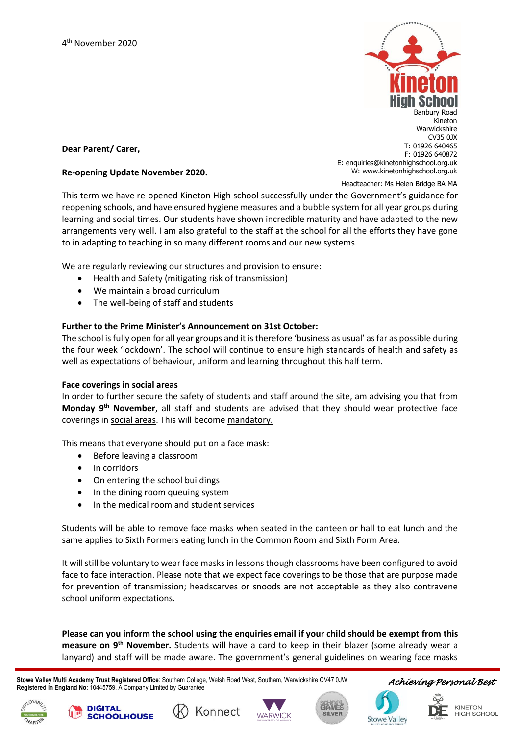4th November 2020

Kineton High School
Banbury Road
Kineton
Warwickshire
CV35 0JX
T: 01926 640465
F: 01926 640872
E: enquiries@kinetonhighschool.org.uk
W: www.kinetonhighschool.org.uk

Headteacher: Ms Helen Bridge BA MA

**Dear Parent/ Carer,**

**Re-opening Update November 2020.**

This term we have re-opened Kineton High school successfully under the Government's guidance for reopening schools, and have ensured hygiene measures and a bubble system for all year groups during learning and social times. Our students have shown incredible maturity and have adapted to the new arrangements very well. I am also grateful to the staff at the school for all the efforts they have gone to in adapting to teaching in so many different rooms and our new systems.

We are regularly reviewing our structures and provision to ensure:

- Health and Safety (mitigating risk of transmission)
- We maintain a broad curriculum
- The well-being of staff and students

**Further to the Prime Minister's Announcement on 31st October:**

The school is fully open for all year groups and it is therefore 'business as usual' as far as possible during the four week 'lockdown'. The school will continue to ensure high standards of health and safety as well as expectations of behaviour, uniform and learning throughout this half term.

**Face coverings in social areas**

In order to further secure the safety of students and staff around the site, am advising you that from **Monday 9th November**, all staff and students are advised that they should wear protective face coverings in social areas. This will become mandatory.

This means that everyone should put on a face mask:

- Before leaving a classroom
- In corridors
- On entering the school buildings
- In the dining room queuing system
- In the medical room and student services

Students will be able to remove face masks when seated in the canteen or hall to eat lunch and the same applies to Sixth Formers eating lunch in the Common Room and Sixth Form Area.

It will still be voluntary to wear face masks in lessons though classrooms have been configured to avoid face to face interaction. Please note that we expect face coverings to be those that are purpose made for prevention of transmission; headscarves or snoods are not acceptable as they also contravene school uniform expectations.

**Please can you inform the school using the enquiries email if your child should be exempt from this measure on 9th November.** Students will have a card to keep in their blazer (some already wear a lanyard) and staff will be made aware. The government's general guidelines on wearing face masks

**Stowe Valley Multi Academy Trust Registered Office**: Southam College, Welsh Road West, Southam, Warwickshire CV47 0JW
**Registered in England No**: 10445759. A Company Limited by Guarantee

*Achieving Personal Best*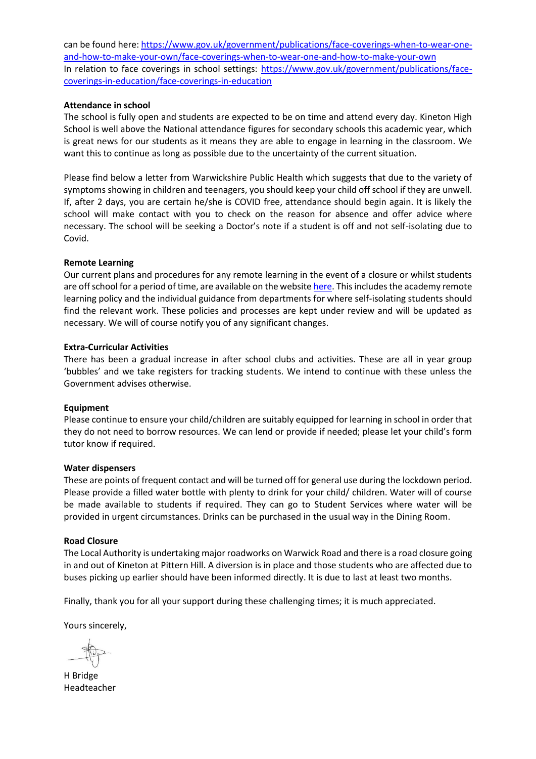can be found here: [https://www.gov.uk/government/publications/face-coverings-when-to-wear-one-and-how-to-make-your-own/face-coverings-when-to-wear-one-and-how-to-make-your-own](https://www.gov.uk/government/publications/face-coverings-when-to-wear-one-and-how-to-make-your-own/face-coverings-when-to-wear-one-and-how-to-make-your-own)
In relation to face coverings in school settings: [https://www.gov.uk/government/publications/face-coverings-in-education/face-coverings-in-education](https://www.gov.uk/government/publications/face-coverings-in-education/face-coverings-in-education)

**Attendance in school**
The school is fully open and students are expected to be on time and attend every day. Kineton High School is well above the National attendance figures for secondary schools this academic year, which is great news for our students as it means they are able to engage in learning in the classroom. We want this to continue as long as possible due to the uncertainty of the current situation.

Please find below a letter from Warwickshire Public Health which suggests that due to the variety of symptoms showing in children and teenagers, you should keep your child off school if they are unwell. If, after 2 days, you are certain he/she is COVID free, attendance should begin again. It is likely the school will make contact with you to check on the reason for absence and offer advice where necessary. The school will be seeking a Doctor's note if a student is off and not self-isolating due to Covid.

**Remote Learning**
Our current plans and procedures for any remote learning in the event of a closure or whilst students are off school for a period of time, are available on the website here. This includes the academy remote learning policy and the individual guidance from departments for where self-isolating students should find the relevant work. These policies and processes are kept under review and will be updated as necessary. We will of course notify you of any significant changes.

**Extra-Curricular Activities**
There has been a gradual increase in after school clubs and activities. These are all in year group 'bubbles' and we take registers for tracking students. We intend to continue with these unless the Government advises otherwise.

**Equipment**
Please continue to ensure your child/children are suitably equipped for learning in school in order that they do not need to borrow resources. We can lend or provide if needed; please let your child's form tutor know if required.

**Water dispensers**
These are points of frequent contact and will be turned off for general use during the lockdown period. Please provide a filled water bottle with plenty to drink for your child/ children. Water will of course be made available to students if required. They can go to Student Services where water will be provided in urgent circumstances. Drinks can be purchased in the usual way in the Dining Room.

**Road Closure**
The Local Authority is undertaking major roadworks on Warwick Road and there is a road closure going in and out of Kineton at Pittern Hill. A diversion is in place and those students who are affected due to buses picking up earlier should have been informed directly. It is due to last at least two months.

Finally, thank you for all your support during these challenging times; it is much appreciated.

Yours sincerely,

H Bridge
Headteacher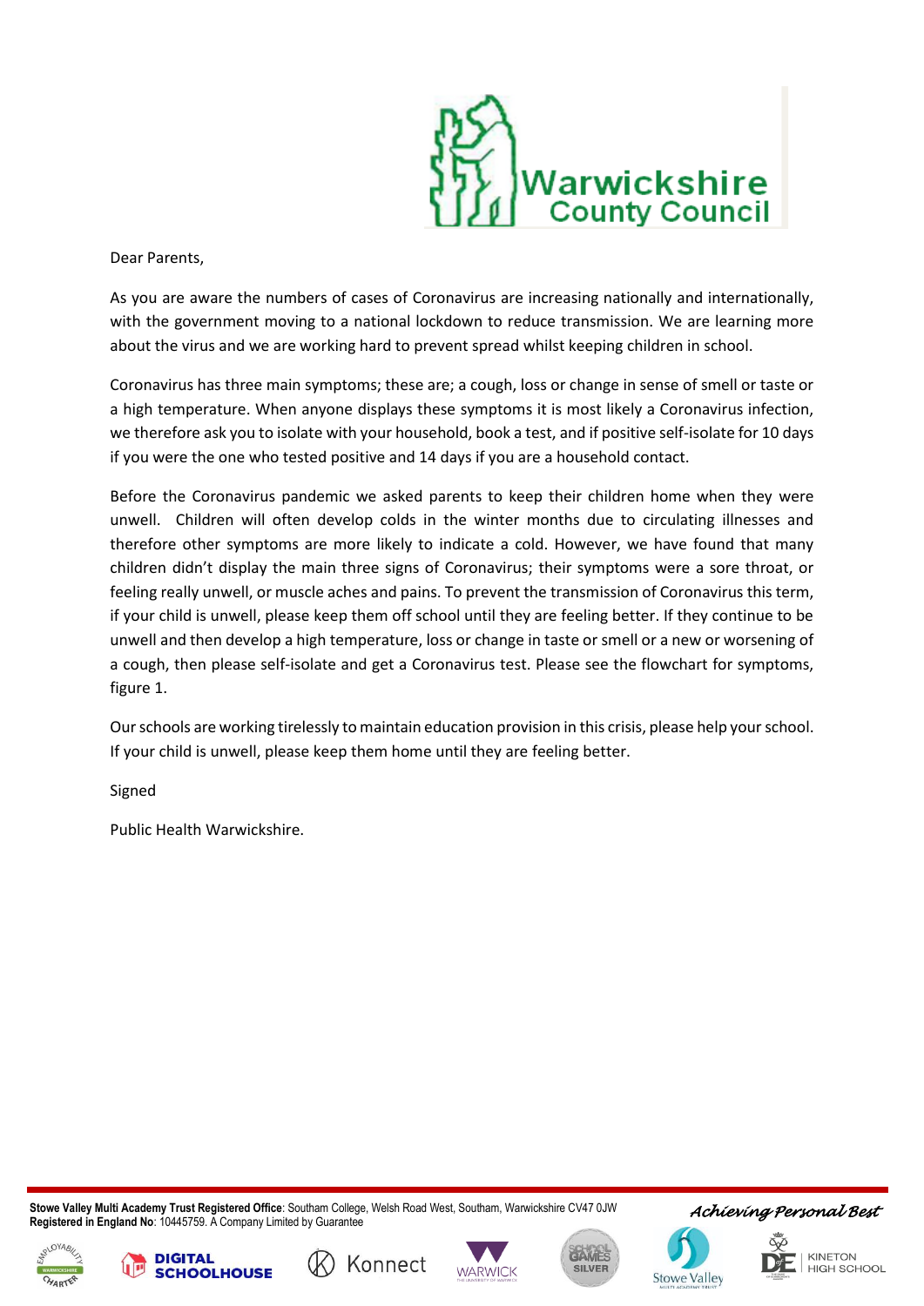Dear Parents,

As you are aware the numbers of cases of Coronavirus are increasing nationally and internationally, with the government moving to a national lockdown to reduce transmission. We are learning more about the virus and we are working hard to prevent spread whilst keeping children in school.

Coronavirus has three main symptoms; these are; a cough, loss or change in sense of smell or taste or a high temperature. When anyone displays these symptoms it is most likely a Coronavirus infection, we therefore ask you to isolate with your household, book a test, and if positive self-isolate for 10 days if you were the one who tested positive and 14 days if you are a household contact.

Before the Coronavirus pandemic we asked parents to keep their children home when they were unwell. Children will often develop colds in the winter months due to circulating illnesses and therefore other symptoms are more likely to indicate a cold. However, we have found that many children didn't display the main three signs of Coronavirus; their symptoms were a sore throat, or feeling really unwell, or muscle aches and pains. To prevent the transmission of Coronavirus this term, if your child is unwell, please keep them off school until they are feeling better. If they continue to be unwell and then develop a high temperature, loss or change in taste or smell or a new or worsening of a cough, then please self-isolate and get a Coronavirus test. Please see the flowchart for symptoms, figure 1.

Our schools are working tirelessly to maintain education provision in this crisis, please help your school. If your child is unwell, please keep them home until they are feeling better.

Signed

Public Health Warwickshire.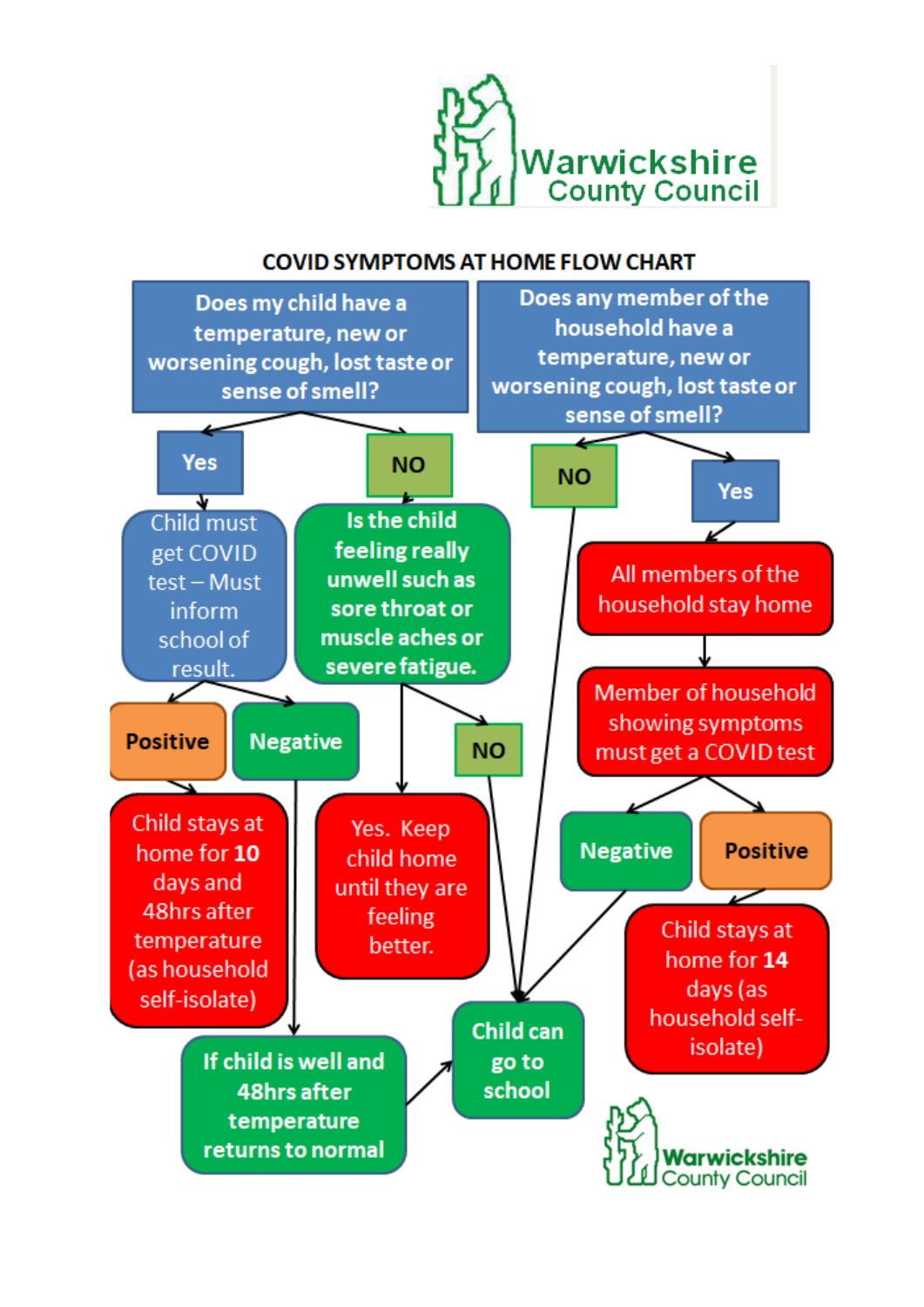Warwickshire County Council

## COVID SYMPTOMS AT HOME FLOW CHART

Does my child have a temperature, new or worsening cough, lost taste or sense of smell?

Yes

Child must get COVID test – Must inform school of result.

Positive

Child stays at home for **10** days and 48hrs after temperature (as household self-isolate)

Negative

If child is well and 48hrs after temperature returns to normal

NO

Is the child feeling really unwell such as sore throat or muscle aches or severe fatigue.

Yes. Keep child home until they are feeling better.

NO

Child can go to school

Does any member of the household have a temperature, new or worsening cough, lost taste or sense of smell?

NO

Yes

All members of the household stay home

Member of household showing symptoms must get a COVID test

Negative

Positive

Child stays at home for **14** days (as household self-isolate)

Warwickshire County Council